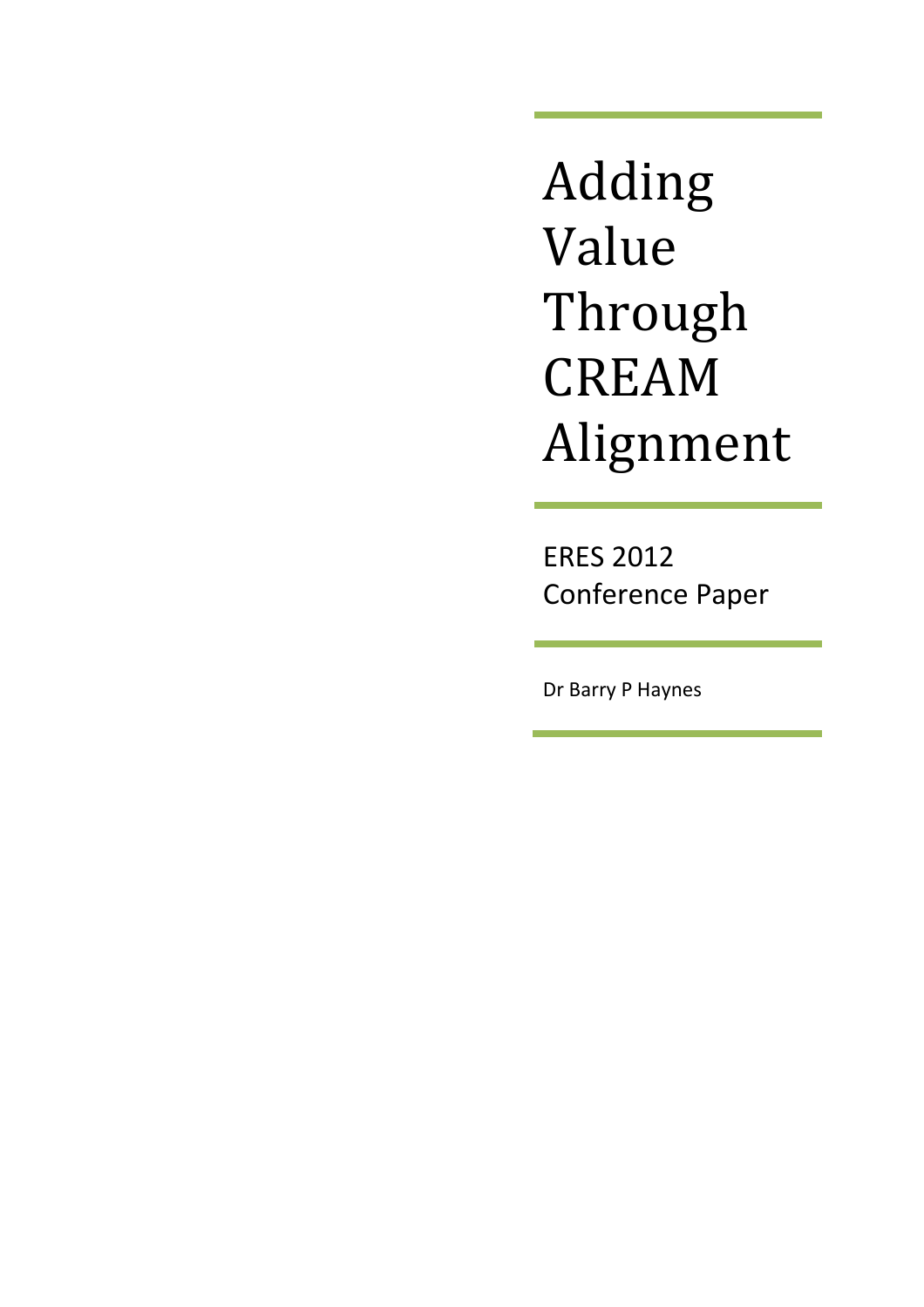# Adding Value Through CREAM Alignment

ERES 2012
Conference Paper

Dr Barry P Haynes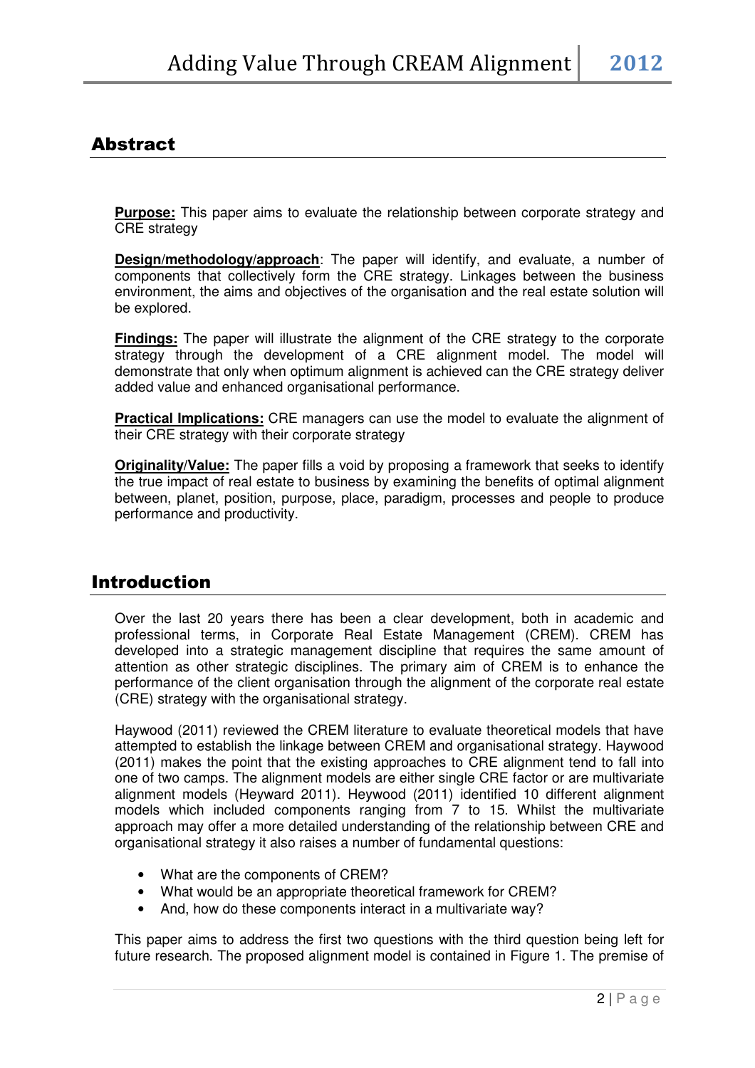## Abstract

**Purpose:** This paper aims to evaluate the relationship between corporate strategy and CRE strategy

**Design/methodology/approach**: The paper will identify, and evaluate, a number of components that collectively form the CRE strategy. Linkages between the business environment, the aims and objectives of the organisation and the real estate solution will be explored.

**Findings:** The paper will illustrate the alignment of the CRE strategy to the corporate strategy through the development of a CRE alignment model. The model will demonstrate that only when optimum alignment is achieved can the CRE strategy deliver added value and enhanced organisational performance.

**Practical Implications:** CRE managers can use the model to evaluate the alignment of their CRE strategy with their corporate strategy

**Originality/Value:** The paper fills a void by proposing a framework that seeks to identify the true impact of real estate to business by examining the benefits of optimal alignment between, planet, position, purpose, place, paradigm, processes and people to produce performance and productivity.

## Introduction

Over the last 20 years there has been a clear development, both in academic and professional terms, in Corporate Real Estate Management (CREM). CREM has developed into a strategic management discipline that requires the same amount of attention as other strategic disciplines. The primary aim of CREM is to enhance the performance of the client organisation through the alignment of the corporate real estate (CRE) strategy with the organisational strategy.

Haywood (2011) reviewed the CREM literature to evaluate theoretical models that have attempted to establish the linkage between CREM and organisational strategy. Haywood (2011) makes the point that the existing approaches to CRE alignment tend to fall into one of two camps. The alignment models are either single CRE factor or are multivariate alignment models (Heyward 2011). Heywood (2011) identified 10 different alignment models which included components ranging from 7 to 15. Whilst the multivariate approach may offer a more detailed understanding of the relationship between CRE and organisational strategy it also raises a number of fundamental questions:

- What are the components of CREM?
- What would be an appropriate theoretical framework for CREM?
- And, how do these components interact in a multivariate way?

This paper aims to address the first two questions with the third question being left for future research. The proposed alignment model is contained in Figure 1. The premise of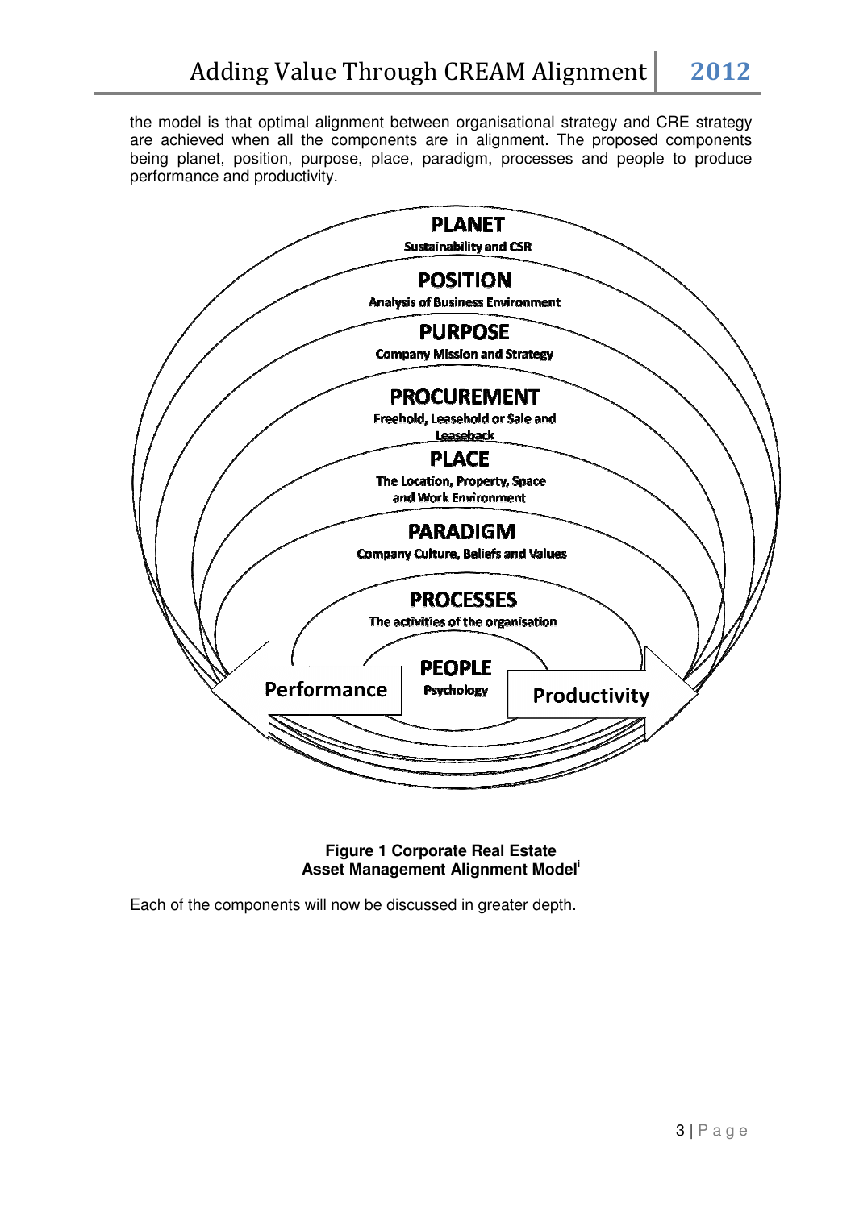the model is that optimal alignment between organisational strategy and CRE strategy are achieved when all the components are in alignment. The proposed components being planet, position, purpose, place, paradigm, processes and people to produce performance and productivity.

PLANET
Sustainability and CSR

POSITION
Analysis of Business Environment

PURPOSE
Company Mission and Strategy

PROCUREMENT
Freehold, Leasehold or Sale and Leaseback

PLACE
The Location, Property, Space and Work Environment

PARADIGM
Company Culture, Beliefs and Values

PROCESSES
The activities of the organisation

PEOPLE
Psychology

Performance

Productivity

**Figure 1 Corporate Real Estate Asset Management Alignment Model[i]**

Each of the components will now be discussed in greater depth.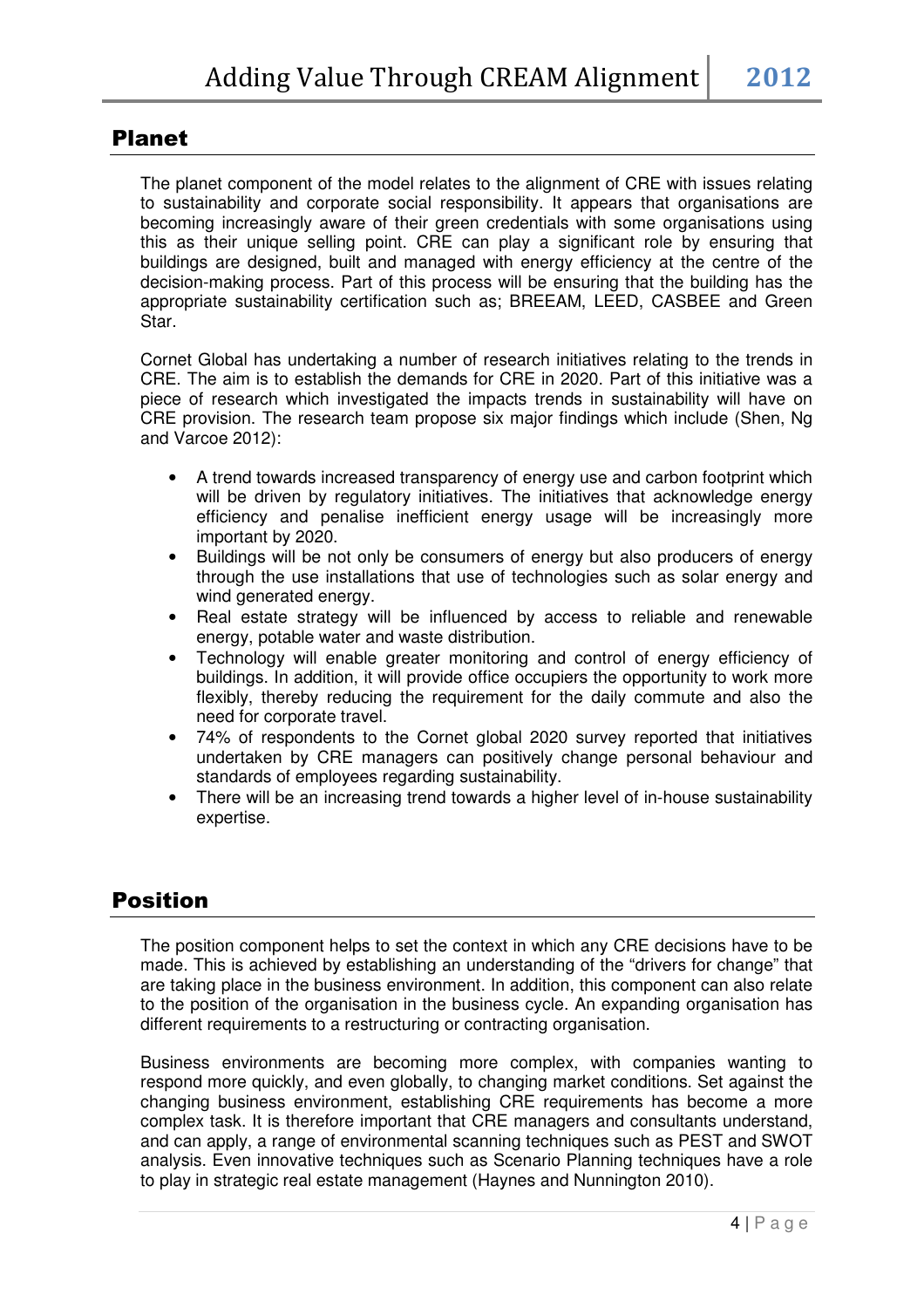## Planet

The planet component of the model relates to the alignment of CRE with issues relating to sustainability and corporate social responsibility. It appears that organisations are becoming increasingly aware of their green credentials with some organisations using this as their unique selling point. CRE can play a significant role by ensuring that buildings are designed, built and managed with energy efficiency at the centre of the decision-making process. Part of this process will be ensuring that the building has the appropriate sustainability certification such as; BREEAM, LEED, CASBEE and Green Star.

Cornet Global has undertaking a number of research initiatives relating to the trends in CRE. The aim is to establish the demands for CRE in 2020. Part of this initiative was a piece of research which investigated the impacts trends in sustainability will have on CRE provision. The research team propose six major findings which include (Shen, Ng and Varcoe 2012):

- A trend towards increased transparency of energy use and carbon footprint which will be driven by regulatory initiatives. The initiatives that acknowledge energy efficiency and penalise inefficient energy usage will be increasingly more important by 2020.
- Buildings will be not only be consumers of energy but also producers of energy through the use installations that use of technologies such as solar energy and wind generated energy.
- Real estate strategy will be influenced by access to reliable and renewable energy, potable water and waste distribution.
- Technology will enable greater monitoring and control of energy efficiency of buildings. In addition, it will provide office occupiers the opportunity to work more flexibly, thereby reducing the requirement for the daily commute and also the need for corporate travel.
- 74% of respondents to the Cornet global 2020 survey reported that initiatives undertaken by CRE managers can positively change personal behaviour and standards of employees regarding sustainability.
- There will be an increasing trend towards a higher level of in-house sustainability expertise.

## Position

The position component helps to set the context in which any CRE decisions have to be made. This is achieved by establishing an understanding of the "drivers for change" that are taking place in the business environment. In addition, this component can also relate to the position of the organisation in the business cycle. An expanding organisation has different requirements to a restructuring or contracting organisation.

Business environments are becoming more complex, with companies wanting to respond more quickly, and even globally, to changing market conditions. Set against the changing business environment, establishing CRE requirements has become a more complex task. It is therefore important that CRE managers and consultants understand, and can apply, a range of environmental scanning techniques such as PEST and SWOT analysis. Even innovative techniques such as Scenario Planning techniques have a role to play in strategic real estate management (Haynes and Nunnington 2010).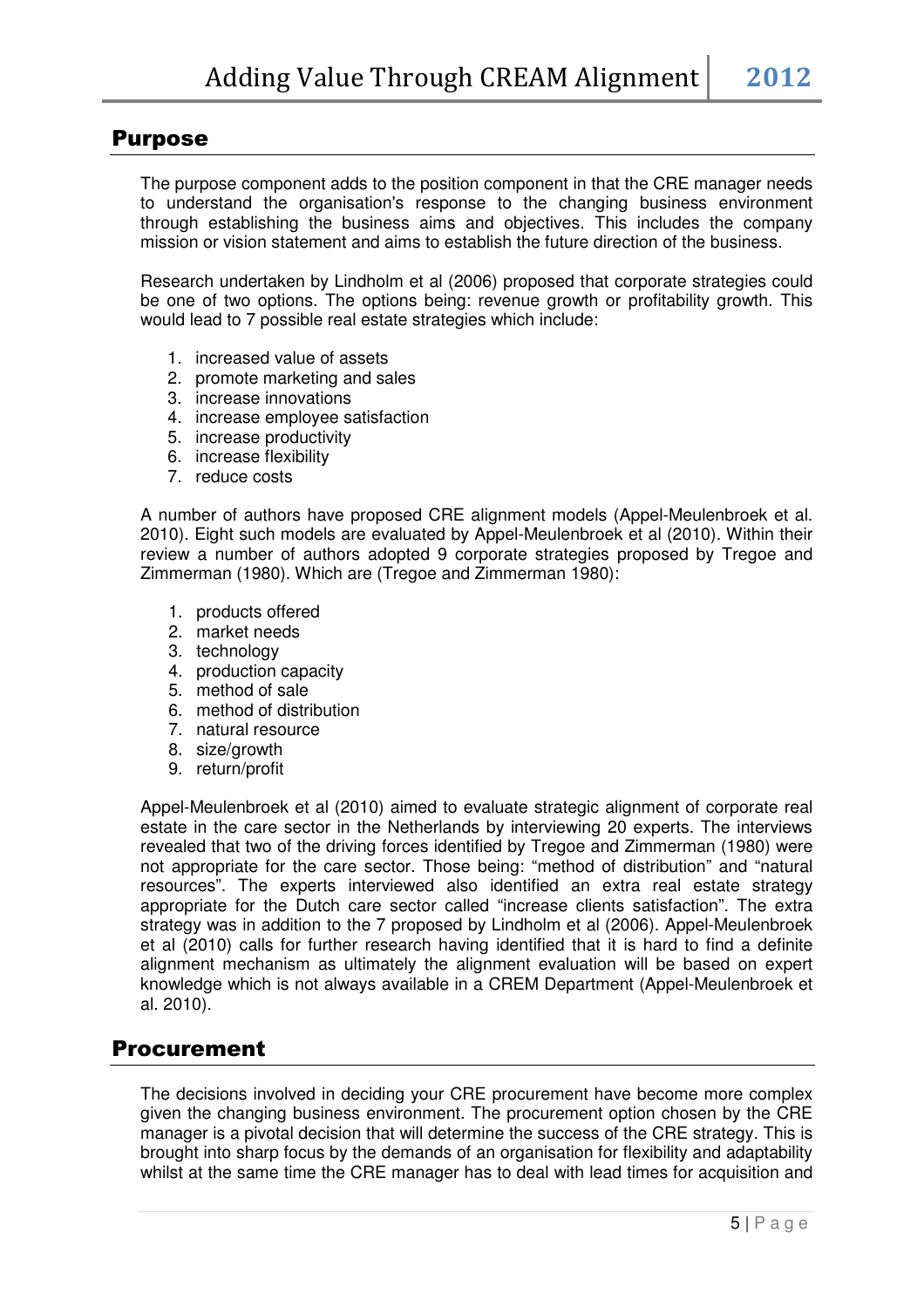## Purpose

The purpose component adds to the position component in that the CRE manager needs to understand the organisation's response to the changing business environment through establishing the business aims and objectives. This includes the company mission or vision statement and aims to establish the future direction of the business.

Research undertaken by Lindholm et al (2006) proposed that corporate strategies could be one of two options. The options being: revenue growth or profitability growth. This would lead to 7 possible real estate strategies which include:

1. increased value of assets
2. promote marketing and sales
3. increase innovations
4. increase employee satisfaction
5. increase productivity
6. increase flexibility
7. reduce costs

A number of authors have proposed CRE alignment models (Appel-Meulenbroek et al. 2010). Eight such models are evaluated by Appel-Meulenbroek et al (2010). Within their review a number of authors adopted 9 corporate strategies proposed by Tregoe and Zimmerman (1980). Which are (Tregoe and Zimmerman 1980):

1. products offered
2. market needs
3. technology
4. production capacity
5. method of sale
6. method of distribution
7. natural resource
8. size/growth
9. return/profit

Appel-Meulenbroek et al (2010) aimed to evaluate strategic alignment of corporate real estate in the care sector in the Netherlands by interviewing 20 experts. The interviews revealed that two of the driving forces identified by Tregoe and Zimmerman (1980) were not appropriate for the care sector. Those being: “method of distribution” and “natural resources”. The experts interviewed also identified an extra real estate strategy appropriate for the Dutch care sector called “increase clients satisfaction”. The extra strategy was in addition to the 7 proposed by Lindholm et al (2006). Appel-Meulenbroek et al (2010) calls for further research having identified that it is hard to find a definite alignment mechanism as ultimately the alignment evaluation will be based on expert knowledge which is not always available in a CREM Department (Appel-Meulenbroek et al. 2010).

## Procurement

The decisions involved in deciding your CRE procurement have become more complex given the changing business environment. The procurement option chosen by the CRE manager is a pivotal decision that will determine the success of the CRE strategy. This is brought into sharp focus by the demands of an organisation for flexibility and adaptability whilst at the same time the CRE manager has to deal with lead times for acquisition and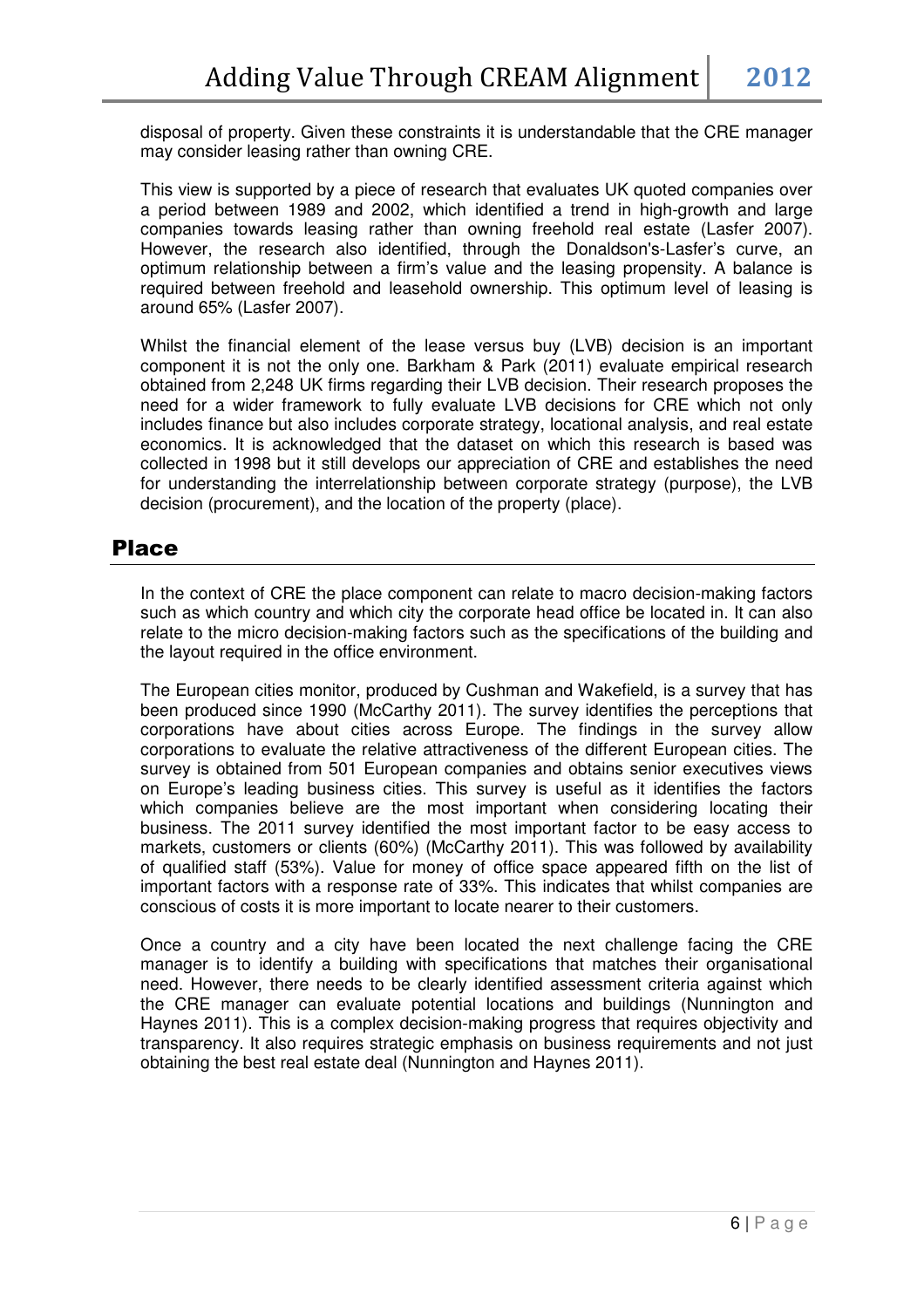disposal of property. Given these constraints it is understandable that the CRE manager may consider leasing rather than owning CRE.

This view is supported by a piece of research that evaluates UK quoted companies over a period between 1989 and 2002, which identified a trend in high-growth and large companies towards leasing rather than owning freehold real estate (Lasfer 2007). However, the research also identified, through the Donaldson's-Lasfer's curve, an optimum relationship between a firm's value and the leasing propensity. A balance is required between freehold and leasehold ownership. This optimum level of leasing is around 65% (Lasfer 2007).

Whilst the financial element of the lease versus buy (LVB) decision is an important component it is not the only one. Barkham & Park (2011) evaluate empirical research obtained from 2,248 UK firms regarding their LVB decision. Their research proposes the need for a wider framework to fully evaluate LVB decisions for CRE which not only includes finance but also includes corporate strategy, locational analysis, and real estate economics. It is acknowledged that the dataset on which this research is based was collected in 1998 but it still develops our appreciation of CRE and establishes the need for understanding the interrelationship between corporate strategy (purpose), the LVB decision (procurement), and the location of the property (place).

## Place

In the context of CRE the place component can relate to macro decision-making factors such as which country and which city the corporate head office be located in. It can also relate to the micro decision-making factors such as the specifications of the building and the layout required in the office environment.

The European cities monitor, produced by Cushman and Wakefield, is a survey that has been produced since 1990 (McCarthy 2011). The survey identifies the perceptions that corporations have about cities across Europe. The findings in the survey allow corporations to evaluate the relative attractiveness of the different European cities. The survey is obtained from 501 European companies and obtains senior executives views on Europe's leading business cities. This survey is useful as it identifies the factors which companies believe are the most important when considering locating their business. The 2011 survey identified the most important factor to be easy access to markets, customers or clients (60%) (McCarthy 2011). This was followed by availability of qualified staff (53%). Value for money of office space appeared fifth on the list of important factors with a response rate of 33%. This indicates that whilst companies are conscious of costs it is more important to locate nearer to their customers.

Once a country and a city have been located the next challenge facing the CRE manager is to identify a building with specifications that matches their organisational need. However, there needs to be clearly identified assessment criteria against which the CRE manager can evaluate potential locations and buildings (Nunnington and Haynes 2011). This is a complex decision-making progress that requires objectivity and transparency. It also requires strategic emphasis on business requirements and not just obtaining the best real estate deal (Nunnington and Haynes 2011).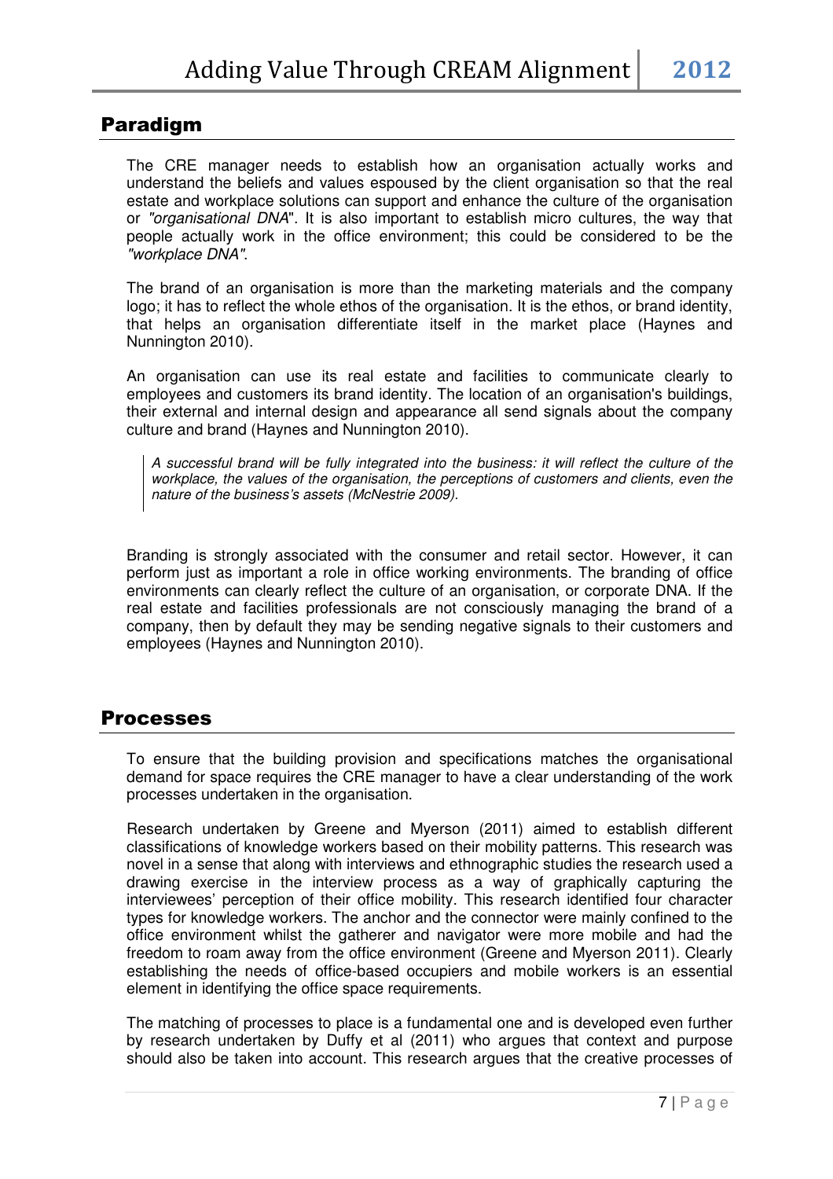## Paradigm

The CRE manager needs to establish how an organisation actually works and understand the beliefs and values espoused by the client organisation so that the real estate and workplace solutions can support and enhance the culture of the organisation or *"organisational DNA*". It is also important to establish micro cultures, the way that people actually work in the office environment; this could be considered to be the *"workplace DNA"*.

The brand of an organisation is more than the marketing materials and the company logo; it has to reflect the whole ethos of the organisation. It is the ethos, or brand identity, that helps an organisation differentiate itself in the market place (Haynes and Nunnington 2010).

An organisation can use its real estate and facilities to communicate clearly to employees and customers its brand identity. The location of an organisation's buildings, their external and internal design and appearance all send signals about the company culture and brand (Haynes and Nunnington 2010).

> *A successful brand will be fully integrated into the business: it will reflect the culture of the workplace, the values of the organisation, the perceptions of customers and clients, even the nature of the business's assets (McNestrie 2009).*

Branding is strongly associated with the consumer and retail sector. However, it can perform just as important a role in office working environments. The branding of office environments can clearly reflect the culture of an organisation, or corporate DNA. If the real estate and facilities professionals are not consciously managing the brand of a company, then by default they may be sending negative signals to their customers and employees (Haynes and Nunnington 2010).

## Processes

To ensure that the building provision and specifications matches the organisational demand for space requires the CRE manager to have a clear understanding of the work processes undertaken in the organisation.

Research undertaken by Greene and Myerson (2011) aimed to establish different classifications of knowledge workers based on their mobility patterns. This research was novel in a sense that along with interviews and ethnographic studies the research used a drawing exercise in the interview process as a way of graphically capturing the interviewees' perception of their office mobility. This research identified four character types for knowledge workers. The anchor and the connector were mainly confined to the office environment whilst the gatherer and navigator were more mobile and had the freedom to roam away from the office environment (Greene and Myerson 2011). Clearly establishing the needs of office-based occupiers and mobile workers is an essential element in identifying the office space requirements.

The matching of processes to place is a fundamental one and is developed even further by research undertaken by Duffy et al (2011) who argues that context and purpose should also be taken into account. This research argues that the creative processes of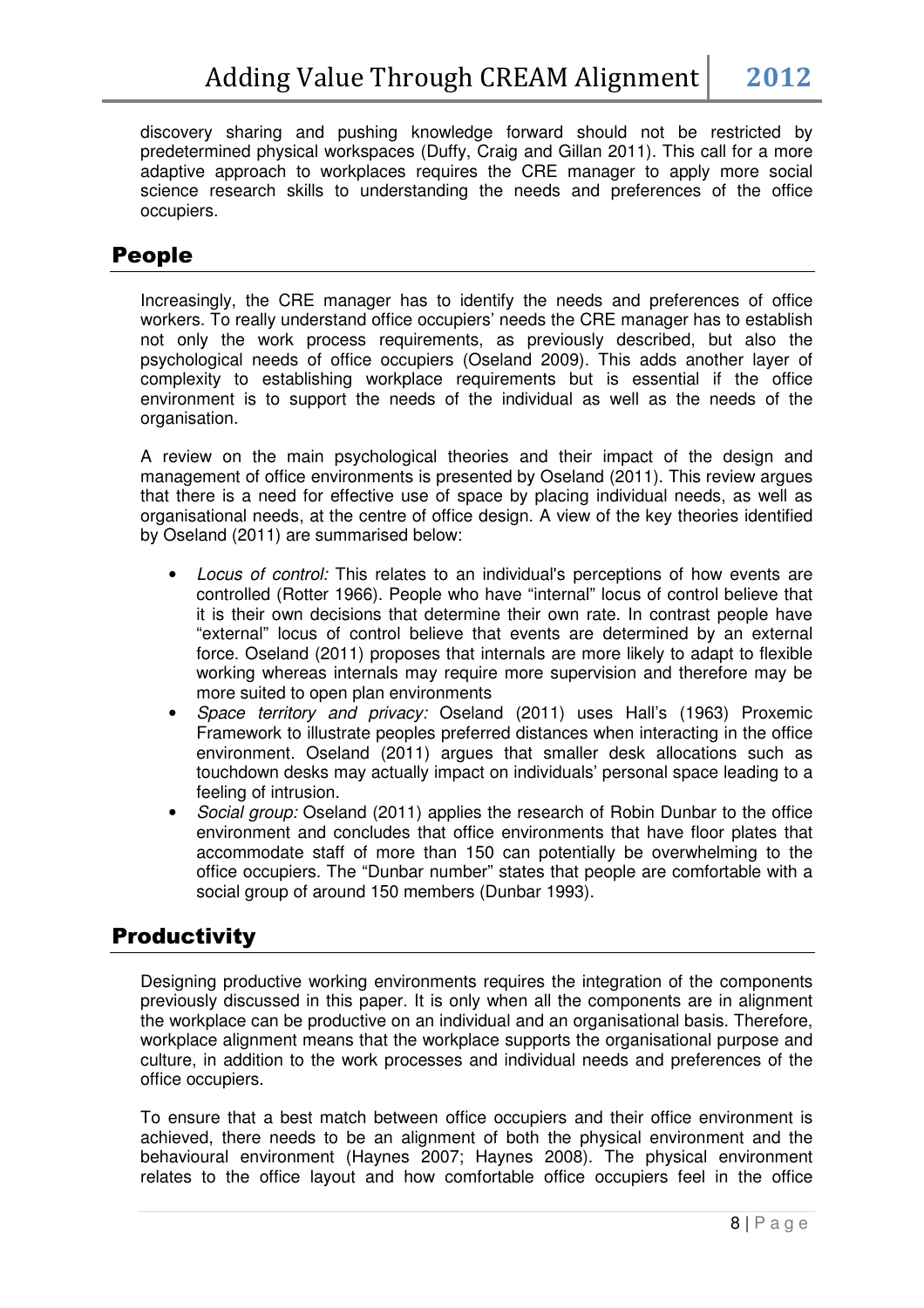discovery sharing and pushing knowledge forward should not be restricted by predetermined physical workspaces (Duffy, Craig and Gillan 2011). This call for a more adaptive approach to workplaces requires the CRE manager to apply more social science research skills to understanding the needs and preferences of the office occupiers.

## People

Increasingly, the CRE manager has to identify the needs and preferences of office workers. To really understand office occupiers' needs the CRE manager has to establish not only the work process requirements, as previously described, but also the psychological needs of office occupiers (Oseland 2009). This adds another layer of complexity to establishing workplace requirements but is essential if the office environment is to support the needs of the individual as well as the needs of the organisation.

A review on the main psychological theories and their impact of the design and management of office environments is presented by Oseland (2011). This review argues that there is a need for effective use of space by placing individual needs, as well as organisational needs, at the centre of office design. A view of the key theories identified by Oseland (2011) are summarised below:

- *Locus of control:* This relates to an individual's perceptions of how events are controlled (Rotter 1966). People who have "internal" locus of control believe that it is their own decisions that determine their own rate. In contrast people have "external" locus of control believe that events are determined by an external force. Oseland (2011) proposes that internals are more likely to adapt to flexible working whereas internals may require more supervision and therefore may be more suited to open plan environments
- *Space territory and privacy:* Oseland (2011) uses Hall's (1963) Proxemic Framework to illustrate peoples preferred distances when interacting in the office environment. Oseland (2011) argues that smaller desk allocations such as touchdown desks may actually impact on individuals' personal space leading to a feeling of intrusion.
- *Social group:* Oseland (2011) applies the research of Robin Dunbar to the office environment and concludes that office environments that have floor plates that accommodate staff of more than 150 can potentially be overwhelming to the office occupiers. The "Dunbar number" states that people are comfortable with a social group of around 150 members (Dunbar 1993).

## Productivity

Designing productive working environments requires the integration of the components previously discussed in this paper. It is only when all the components are in alignment the workplace can be productive on an individual and an organisational basis. Therefore, workplace alignment means that the workplace supports the organisational purpose and culture, in addition to the work processes and individual needs and preferences of the office occupiers.

To ensure that a best match between office occupiers and their office environment is achieved, there needs to be an alignment of both the physical environment and the behavioural environment (Haynes 2007; Haynes 2008). The physical environment relates to the office layout and how comfortable office occupiers feel in the office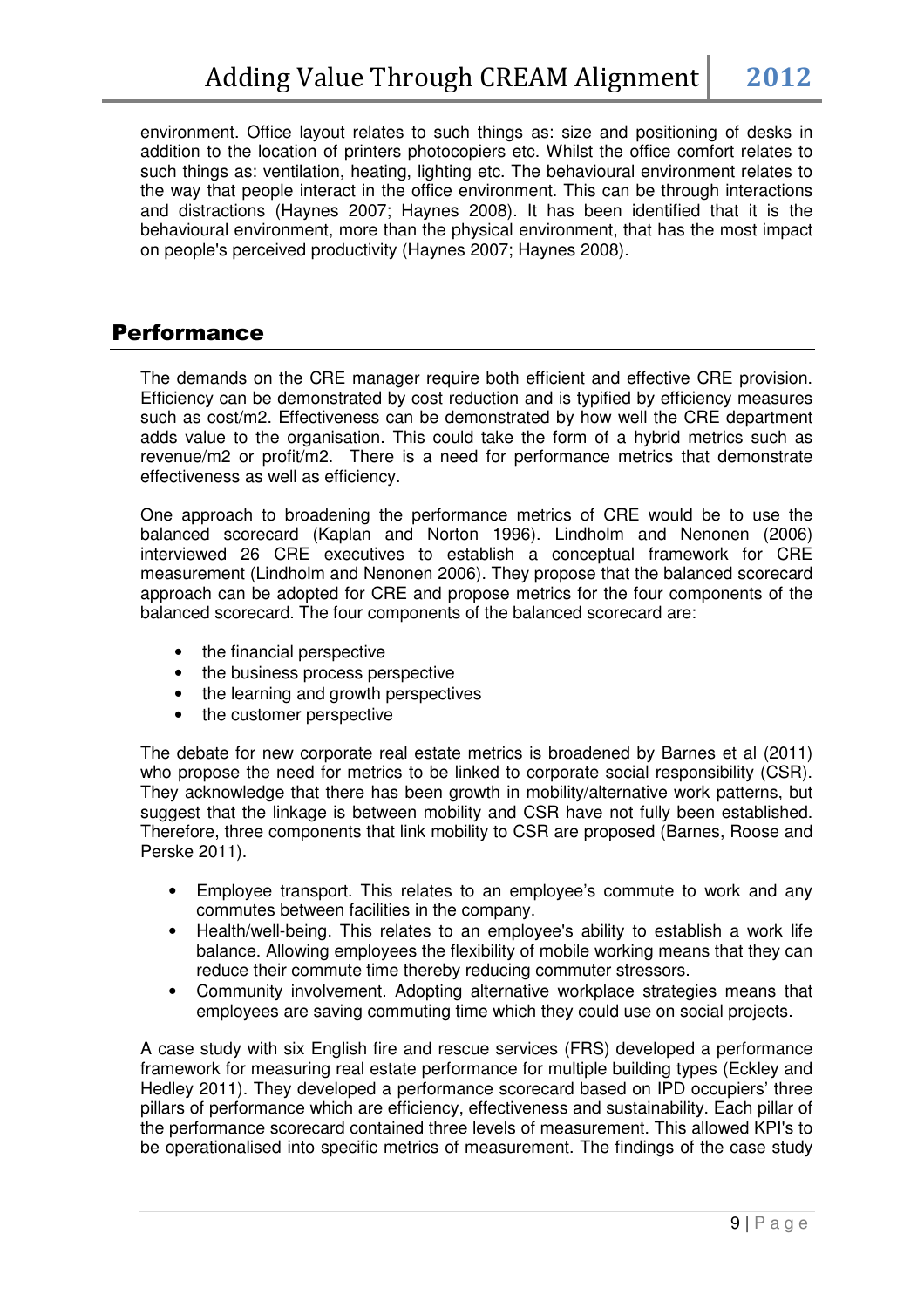environment. Office layout relates to such things as: size and positioning of desks in addition to the location of printers photocopiers etc. Whilst the office comfort relates to such things as: ventilation, heating, lighting etc. The behavioural environment relates to the way that people interact in the office environment. This can be through interactions and distractions (Haynes 2007; Haynes 2008). It has been identified that it is the behavioural environment, more than the physical environment, that has the most impact on people's perceived productivity (Haynes 2007; Haynes 2008).

## Performance

The demands on the CRE manager require both efficient and effective CRE provision. Efficiency can be demonstrated by cost reduction and is typified by efficiency measures such as cost/m2. Effectiveness can be demonstrated by how well the CRE department adds value to the organisation. This could take the form of a hybrid metrics such as revenue/m2 or profit/m2. There is a need for performance metrics that demonstrate effectiveness as well as efficiency.

One approach to broadening the performance metrics of CRE would be to use the balanced scorecard (Kaplan and Norton 1996). Lindholm and Nenonen (2006) interviewed 26 CRE executives to establish a conceptual framework for CRE measurement (Lindholm and Nenonen 2006). They propose that the balanced scorecard approach can be adopted for CRE and propose metrics for the four components of the balanced scorecard. The four components of the balanced scorecard are:

- the financial perspective
- the business process perspective
- the learning and growth perspectives
- the customer perspective

The debate for new corporate real estate metrics is broadened by Barnes et al (2011) who propose the need for metrics to be linked to corporate social responsibility (CSR). They acknowledge that there has been growth in mobility/alternative work patterns, but suggest that the linkage is between mobility and CSR have not fully been established. Therefore, three components that link mobility to CSR are proposed (Barnes, Roose and Perske 2011).

- Employee transport. This relates to an employee's commute to work and any commutes between facilities in the company.
- Health/well-being. This relates to an employee's ability to establish a work life balance. Allowing employees the flexibility of mobile working means that they can reduce their commute time thereby reducing commuter stressors.
- Community involvement. Adopting alternative workplace strategies means that employees are saving commuting time which they could use on social projects.

A case study with six English fire and rescue services (FRS) developed a performance framework for measuring real estate performance for multiple building types (Eckley and Hedley 2011). They developed a performance scorecard based on IPD occupiers' three pillars of performance which are efficiency, effectiveness and sustainability. Each pillar of the performance scorecard contained three levels of measurement. This allowed KPI's to be operationalised into specific metrics of measurement. The findings of the case study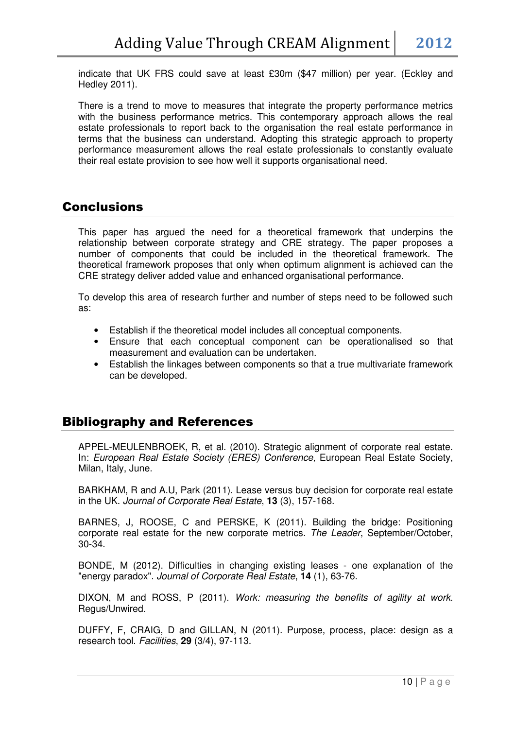indicate that UK FRS could save at least £30m ($47 million) per year. (Eckley and Hedley 2011).

There is a trend to move to measures that integrate the property performance metrics with the business performance metrics. This contemporary approach allows the real estate professionals to report back to the organisation the real estate performance in terms that the business can understand. Adopting this strategic approach to property performance measurement allows the real estate professionals to constantly evaluate their real estate provision to see how well it supports organisational need.

## Conclusions

This paper has argued the need for a theoretical framework that underpins the relationship between corporate strategy and CRE strategy. The paper proposes a number of components that could be included in the theoretical framework. The theoretical framework proposes that only when optimum alignment is achieved can the CRE strategy deliver added value and enhanced organisational performance.

To develop this area of research further and number of steps need to be followed such as:

- Establish if the theoretical model includes all conceptual components.
- Ensure that each conceptual component can be operationalised so that measurement and evaluation can be undertaken.
- Establish the linkages between components so that a true multivariate framework can be developed.

## Bibliography and References

APPEL-MEULENBROEK, R, et al. (2010). Strategic alignment of corporate real estate. In: *European Real Estate Society (ERES) Conference,* European Real Estate Society, Milan, Italy, June.

BARKHAM, R and A.U, Park (2011). Lease versus buy decision for corporate real estate in the UK. *Journal of Corporate Real Estate*, **13** (3), 157-168.

BARNES, J, ROOSE, C and PERSKE, K (2011). Building the bridge: Positioning corporate real estate for the new corporate metrics. *The Leader*, September/October, 30-34.

BONDE, M (2012). Difficulties in changing existing leases - one explanation of the "energy paradox". *Journal of Corporate Real Estate*, **14** (1), 63-76.

DIXON, M and ROSS, P (2011). *Work: measuring the benefits of agility at work*. Regus/Unwired.

DUFFY, F, CRAIG, D and GILLAN, N (2011). Purpose, process, place: design as a research tool. *Facilities*, **29** (3/4), 97-113.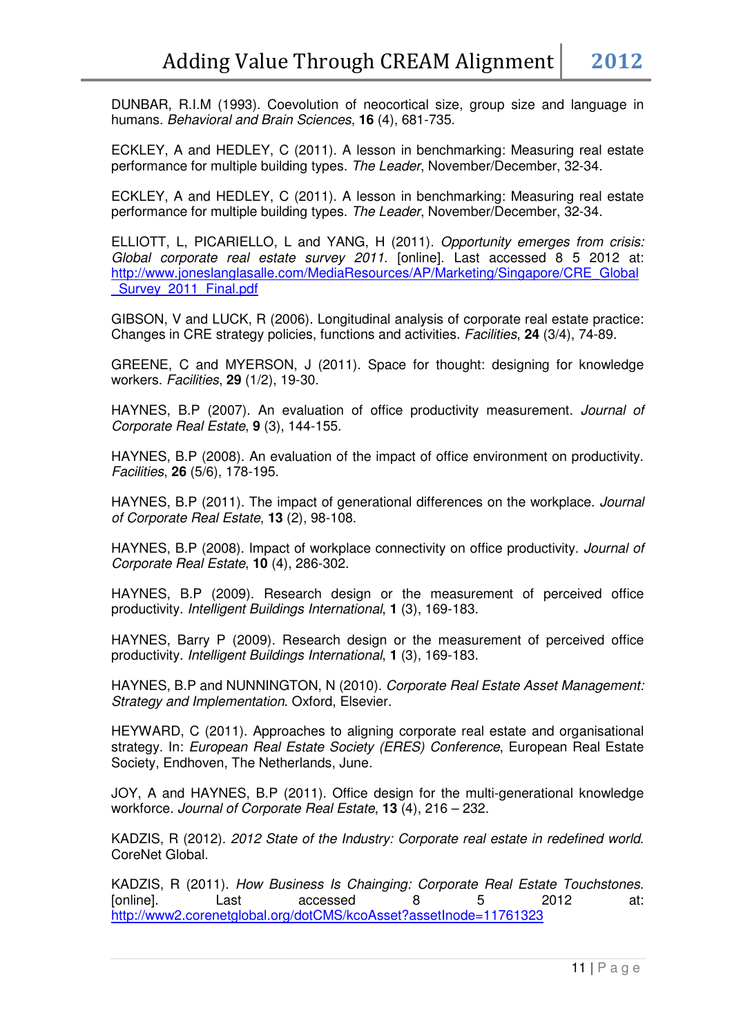DUNBAR, R.I.M (1993). Coevolution of neocortical size, group size and language in humans. *Behavioral and Brain Sciences*, **16** (4), 681-735.

ECKLEY, A and HEDLEY, C (2011). A lesson in benchmarking: Measuring real estate performance for multiple building types. *The Leader*, November/December, 32-34.

ECKLEY, A and HEDLEY, C (2011). A lesson in benchmarking: Measuring real estate performance for multiple building types. *The Leader*, November/December, 32-34.

ELLIOTT, L, PICARIELLO, L and YANG, H (2011). *Opportunity emerges from crisis: Global corporate real estate survey 2011*. [online]. Last accessed 8 5 2012 at: http://www.joneslanglasalle.com/MediaResources/AP/Marketing/Singapore/CRE_Global_Survey_2011_Final.pdf

GIBSON, V and LUCK, R (2006). Longitudinal analysis of corporate real estate practice: Changes in CRE strategy policies, functions and activities. *Facilities*, **24** (3/4), 74-89.

GREENE, C and MYERSON, J (2011). Space for thought: designing for knowledge workers. *Facilities*, **29** (1/2), 19-30.

HAYNES, B.P (2007). An evaluation of office productivity measurement. *Journal of Corporate Real Estate*, **9** (3), 144-155.

HAYNES, B.P (2008). An evaluation of the impact of office environment on productivity. *Facilities*, **26** (5/6), 178-195.

HAYNES, B.P (2011). The impact of generational differences on the workplace. *Journal of Corporate Real Estate*, **13** (2), 98-108.

HAYNES, B.P (2008). Impact of workplace connectivity on office productivity. *Journal of Corporate Real Estate*, **10** (4), 286-302.

HAYNES, B.P (2009). Research design or the measurement of perceived office productivity. *Intelligent Buildings International*, **1** (3), 169-183.

HAYNES, Barry P (2009). Research design or the measurement of perceived office productivity. *Intelligent Buildings International*, **1** (3), 169-183.

HAYNES, B.P and NUNNINGTON, N (2010). *Corporate Real Estate Asset Management: Strategy and Implementation*. Oxford, Elsevier.

HEYWARD, C (2011). Approaches to aligning corporate real estate and organisational strategy. In: *European Real Estate Society (ERES) Conference*, European Real Estate Society, Endhoven, The Netherlands, June.

JOY, A and HAYNES, B.P (2011). Office design for the multi-generational knowledge workforce. *Journal of Corporate Real Estate*, **13** (4), 216 – 232.

KADZIS, R (2012). *2012 State of the Industry: Corporate real estate in redefined world*. CoreNet Global.

KADZIS, R (2011). *How Business Is Chainging: Corporate Real Estate Touchstones*. [online]. Last accessed 8 5 2012 at: http://www2.corenetglobal.org/dotCMS/kcoAsset?assetInode=11761323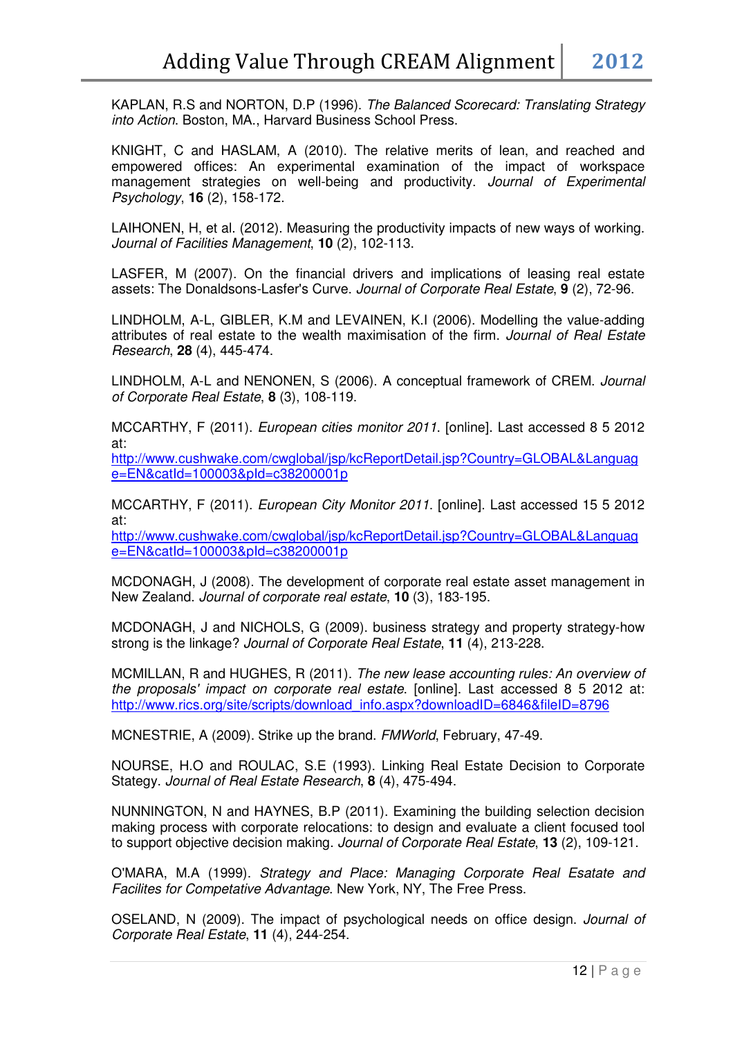KAPLAN, R.S and NORTON, D.P (1996). *The Balanced Scorecard: Translating Strategy into Action*. Boston, MA., Harvard Business School Press.

KNIGHT, C and HASLAM, A (2010). The relative merits of lean, and reached and empowered offices: An experimental examination of the impact of workspace management strategies on well-being and productivity. *Journal of Experimental Psychology*, **16** (2), 158-172.

LAIHONEN, H, et al. (2012). Measuring the productivity impacts of new ways of working. *Journal of Facilities Management*, **10** (2), 102-113.

LASFER, M (2007). On the financial drivers and implications of leasing real estate assets: The Donaldsons-Lasfer's Curve. *Journal of Corporate Real Estate*, **9** (2), 72-96.

LINDHOLM, A-L, GIBLER, K.M and LEVAINEN, K.I (2006). Modelling the value-adding attributes of real estate to the wealth maximisation of the firm. *Journal of Real Estate Research*, **28** (4), 445-474.

LINDHOLM, A-L and NENONEN, S (2006). A conceptual framework of CREM. *Journal of Corporate Real Estate*, **8** (3), 108-119.

MCCARTHY, F (2011). *European cities monitor 2011*. [online]. Last accessed 8 5 2012 at:
http://www.cushwake.com/cwglobal/jsp/kcReportDetail.jsp?Country=GLOBAL&Language=EN&catId=100003&pId=c38200001p

MCCARTHY, F (2011). *European City Monitor 2011*. [online]. Last accessed 15 5 2012 at:
http://www.cushwake.com/cwglobal/jsp/kcReportDetail.jsp?Country=GLOBAL&Language=EN&catId=100003&pId=c38200001p

MCDONAGH, J (2008). The development of corporate real estate asset management in New Zealand. *Journal of corporate real estate*, **10** (3), 183-195.

MCDONAGH, J and NICHOLS, G (2009). business strategy and property strategy-how strong is the linkage? *Journal of Corporate Real Estate*, **11** (4), 213-228.

MCMILLAN, R and HUGHES, R (2011). *The new lease accounting rules: An overview of the proposals' impact on corporate real estate*. [online]. Last accessed 8 5 2012 at: http://www.rics.org/site/scripts/download_info.aspx?downloadID=6846&fileID=8796

MCNESTRIE, A (2009). Strike up the brand. *FMWorld*, February, 47-49.

NOURSE, H.O and ROULAC, S.E (1993). Linking Real Estate Decision to Corporate Stategy. *Journal of Real Estate Research*, **8** (4), 475-494.

NUNNINGTON, N and HAYNES, B.P (2011). Examining the building selection decision making process with corporate relocations: to design and evaluate a client focused tool to support objective decision making. *Journal of Corporate Real Estate*, **13** (2), 109-121.

O'MARA, M.A (1999). *Strategy and Place: Managing Corporate Real Esatate and Facilites for Competative Advantage*. New York, NY, The Free Press.

OSELAND, N (2009). The impact of psychological needs on office design. *Journal of Corporate Real Estate*, **11** (4), 244-254.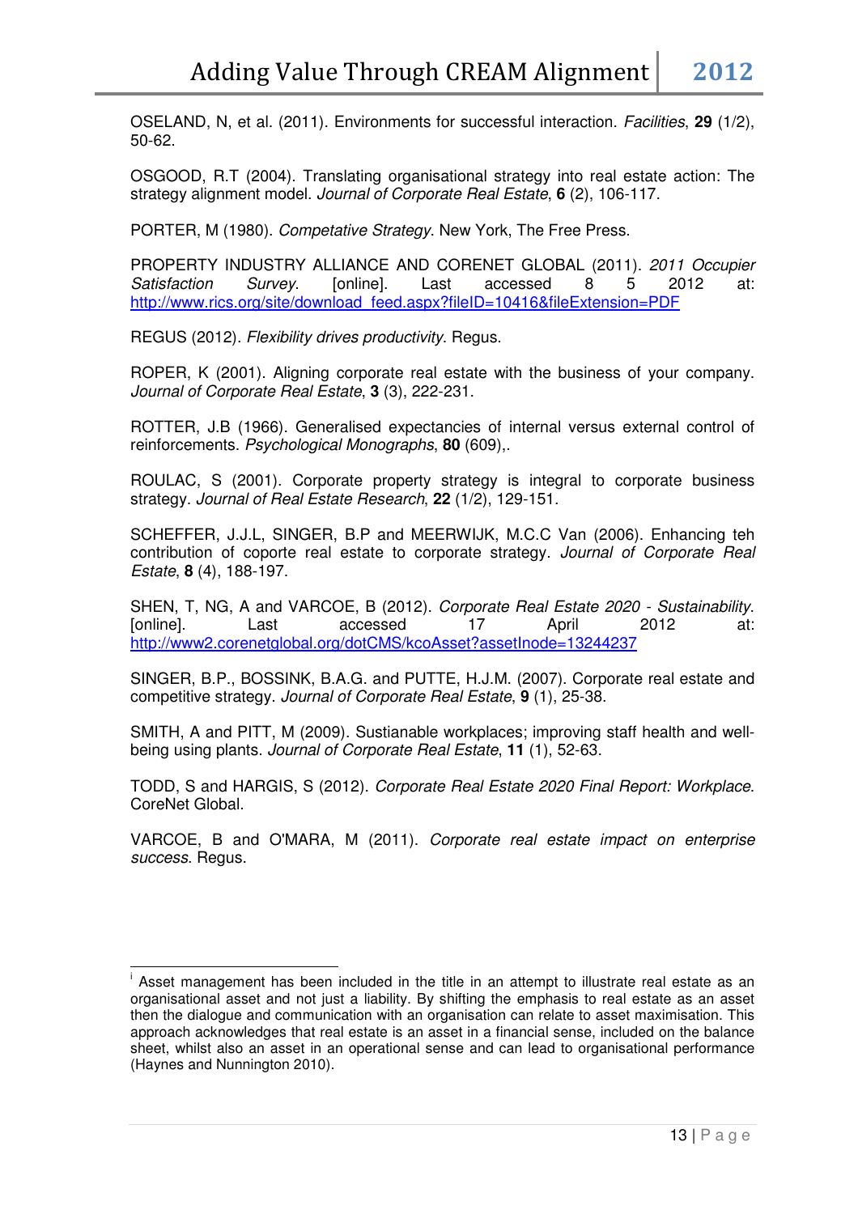OSELAND, N, et al. (2011). Environments for successful interaction. *Facilities*, **29** (1/2), 50-62.

OSGOOD, R.T (2004). Translating organisational strategy into real estate action: The strategy alignment model. *Journal of Corporate Real Estate*, **6** (2), 106-117.

PORTER, M (1980). *Competative Strategy*. New York, The Free Press.

PROPERTY INDUSTRY ALLIANCE AND CORENET GLOBAL (2011). *2011 Occupier Satisfaction Survey*. [online]. Last accessed 8 5 2012 at: http://www.rics.org/site/download_feed.aspx?fileID=10416&fileExtension=PDF

REGUS (2012). *Flexibility drives productivity*. Regus.

ROPER, K (2001). Aligning corporate real estate with the business of your company. *Journal of Corporate Real Estate*, **3** (3), 222-231.

ROTTER, J.B (1966). Generalised expectancies of internal versus external control of reinforcements. *Psychological Monographs*, **80** (609),.

ROULAC, S (2001). Corporate property strategy is integral to corporate business strategy. *Journal of Real Estate Research*, **22** (1/2), 129-151.

SCHEFFER, J.J.L, SINGER, B.P and MEERWIJK, M.C.C Van (2006). Enhancing teh contribution of coporte real estate to corporate strategy. *Journal of Corporate Real Estate*, **8** (4), 188-197.

SHEN, T, NG, A and VARCOE, B (2012). *Corporate Real Estate 2020 - Sustainability*. [online]. Last accessed 17 April 2012 at: http://www2.corenetglobal.org/dotCMS/kcoAsset?assetInode=13244237

SINGER, B.P., BOSSINK, B.A.G. and PUTTE, H.J.M. (2007). Corporate real estate and competitive strategy. *Journal of Corporate Real Estate*, **9** (1), 25-38.

SMITH, A and PITT, M (2009). Sustianable workplaces; improving staff health and well-being using plants. *Journal of Corporate Real Estate*, **11** (1), 52-63.

TODD, S and HARGIS, S (2012). *Corporate Real Estate 2020 Final Report: Workplace*. CoreNet Global.

VARCOE, B and O'MARA, M (2011). *Corporate real estate impact on enterprise success*. Regus.

---

[i] Asset management has been included in the title in an attempt to illustrate real estate as an organisational asset and not just a liability. By shifting the emphasis to real estate as an asset then the dialogue and communication with an organisation can relate to asset maximisation. This approach acknowledges that real estate is an asset in a financial sense, included on the balance sheet, whilst also an asset in an operational sense and can lead to organisational performance (Haynes and Nunnington 2010).